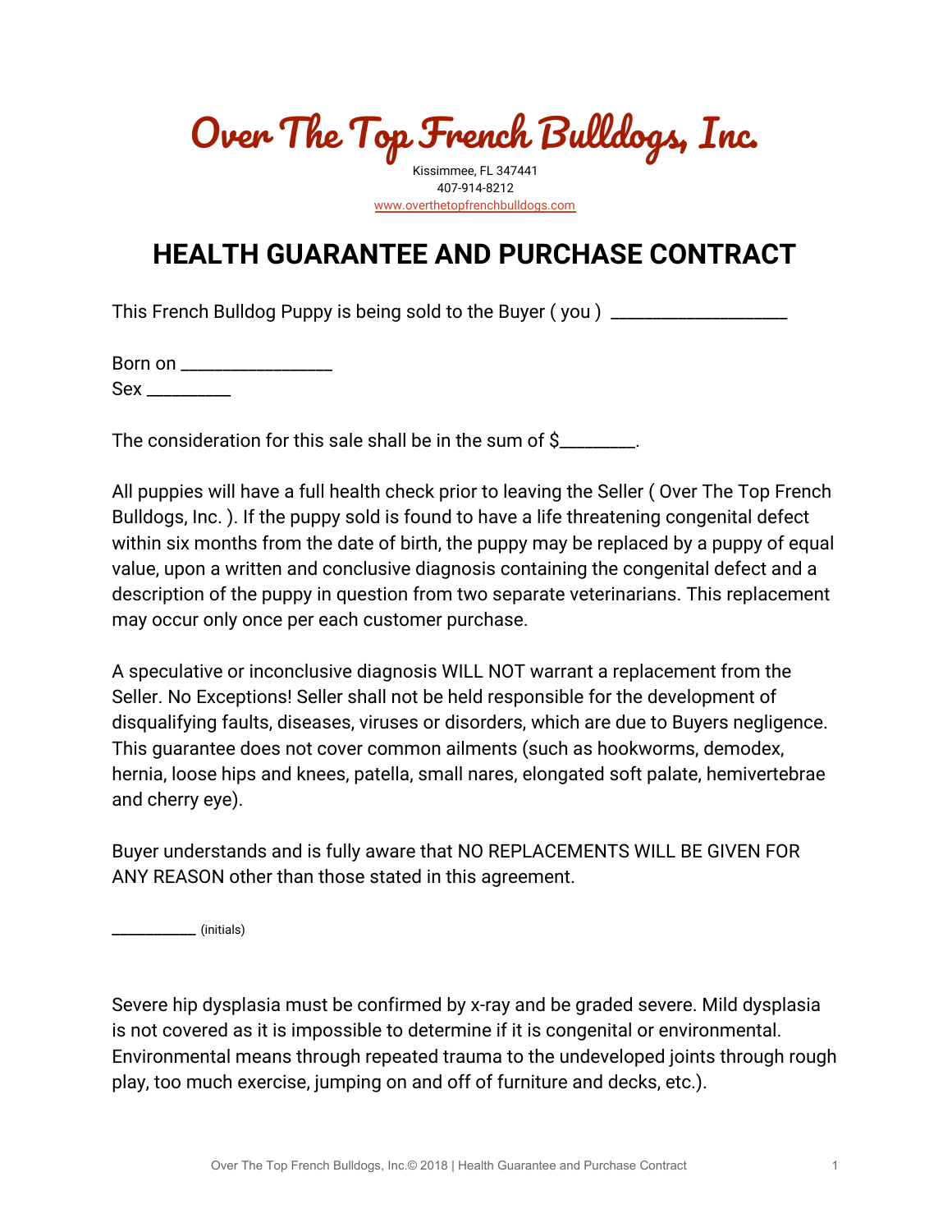# Over The Top French Bulldogs, Inc.

Kissimmee, FL 347441
407-914-8212
www.overthetopfrenchbulldogs.com

## HEALTH GUARANTEE AND PURCHASE CONTRACT

This French Bulldog Puppy is being sold to the Buyer ( you ) ____________________

Born on _________________
Sex _________

The consideration for this sale shall be in the sum of $________.

All puppies will have a full health check prior to leaving the Seller ( Over The Top French Bulldogs, Inc. ). If the puppy sold is found to have a life threatening congenital defect within six months from the date of birth, the puppy may be replaced by a puppy of equal value, upon a written and conclusive diagnosis containing the congenital defect and a description of the puppy in question from two separate veterinarians. This replacement may occur only once per each customer purchase.

A speculative or inconclusive diagnosis WILL NOT warrant a replacement from the Seller. No Exceptions! Seller shall not be held responsible for the development of disqualifying faults, diseases, viruses or disorders, which are due to Buyers negligence. This guarantee does not cover common ailments (such as hookworms, demodex, hernia, loose hips and knees, patella, small nares, elongated soft palate, hemivertebrae and cherry eye).

Buyer understands and is fully aware that NO REPLACEMENTS WILL BE GIVEN FOR ANY REASON other than those stated in this agreement.

__________ (initials)

Severe hip dysplasia must be confirmed by x-ray and be graded severe. Mild dysplasia is not covered as it is impossible to determine if it is congenital or environmental. Environmental means through repeated trauma to the undeveloped joints through rough play, too much exercise, jumping on and off of furniture and decks, etc.).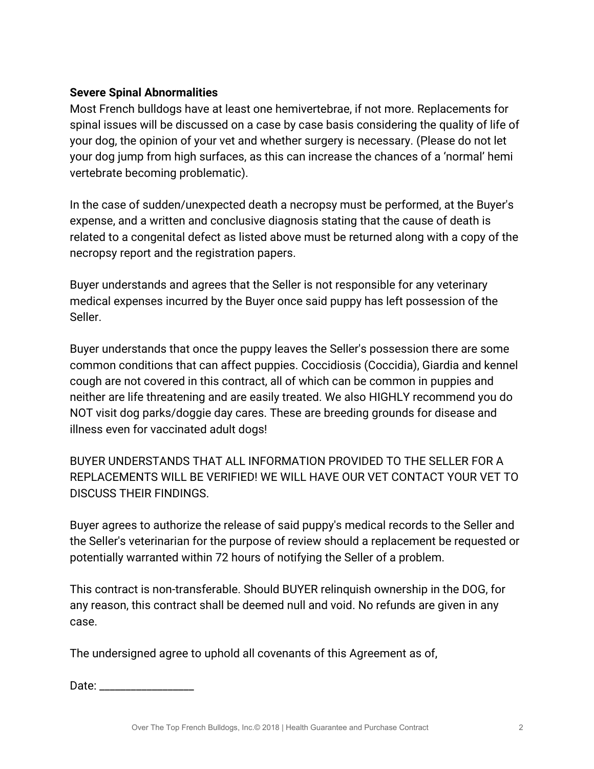**Severe Spinal Abnormalities**

Most French bulldogs have at least one hemivertebrae, if not more. Replacements for spinal issues will be discussed on a case by case basis considering the quality of life of your dog, the opinion of your vet and whether surgery is necessary. (Please do not let your dog jump from high surfaces, as this can increase the chances of a 'normal' hemi vertebrate becoming problematic).

In the case of sudden/unexpected death a necropsy must be performed, at the Buyer's expense, and a written and conclusive diagnosis stating that the cause of death is related to a congenital defect as listed above must be returned along with a copy of the necropsy report and the registration papers.

Buyer understands and agrees that the Seller is not responsible for any veterinary medical expenses incurred by the Buyer once said puppy has left possession of the Seller.

Buyer understands that once the puppy leaves the Seller's possession there are some common conditions that can affect puppies. Coccidiosis (Coccidia), Giardia and kennel cough are not covered in this contract, all of which can be common in puppies and neither are life threatening and are easily treated. We also HIGHLY recommend you do NOT visit dog parks/doggie day cares. These are breeding grounds for disease and illness even for vaccinated adult dogs!

BUYER UNDERSTANDS THAT ALL INFORMATION PROVIDED TO THE SELLER FOR A REPLACEMENTS WILL BE VERIFIED! WE WILL HAVE OUR VET CONTACT YOUR VET TO DISCUSS THEIR FINDINGS.

Buyer agrees to authorize the release of said puppy's medical records to the Seller and the Seller's veterinarian for the purpose of review should a replacement be requested or potentially warranted within 72 hours of notifying the Seller of a problem.

This contract is non-transferable. Should BUYER relinquish ownership in the DOG, for any reason, this contract shall be deemed null and void. No refunds are given in any case.

The undersigned agree to uphold all covenants of this Agreement as of,

Date: ________________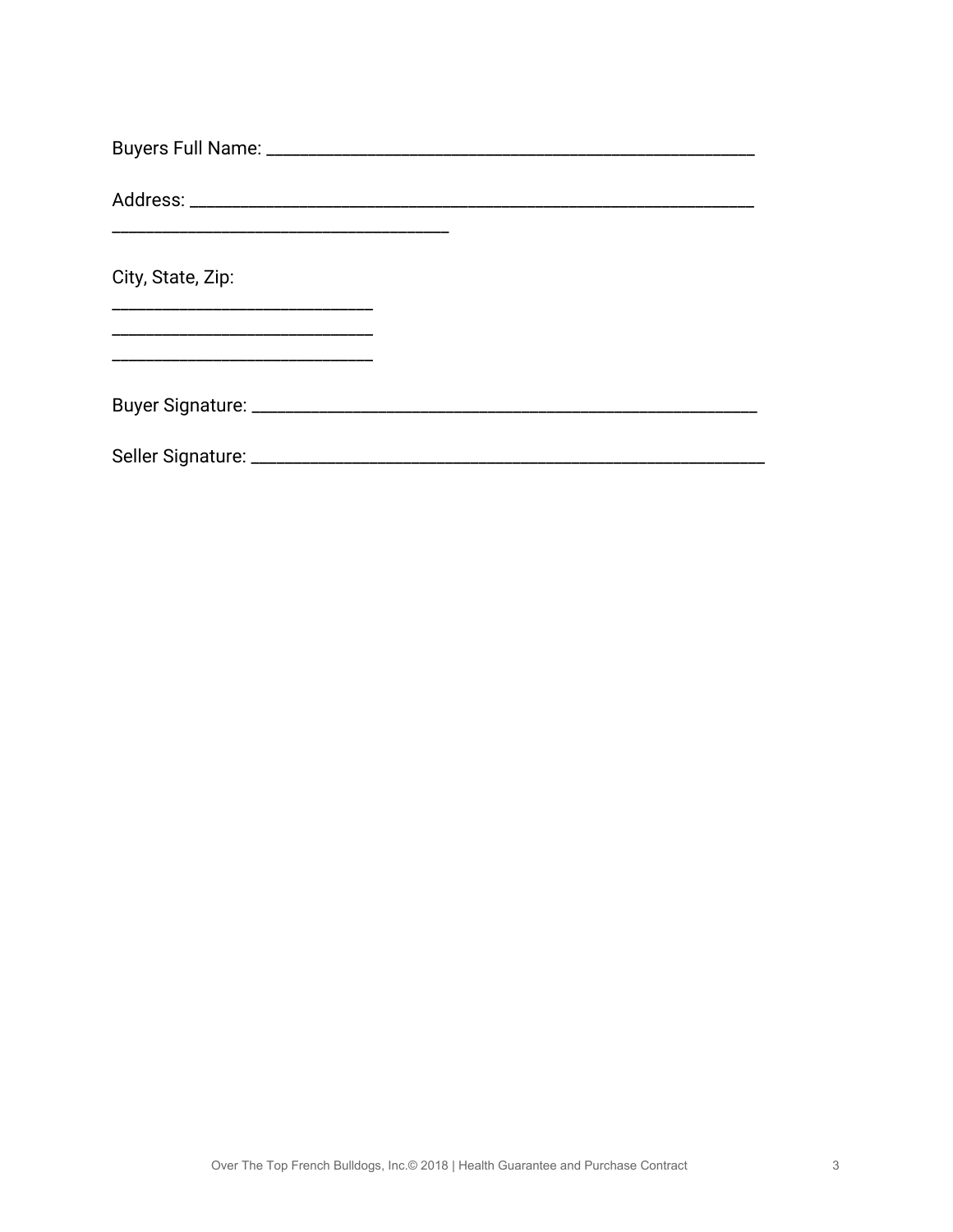Buyers Full Name: ______________________________________________

Address: ___________________________________________________
_________________________________

City, State, Zip:
_________________________
_________________________
_________________________

Buyer Signature: _____________________________________________

Seller Signature: _____________________________________________